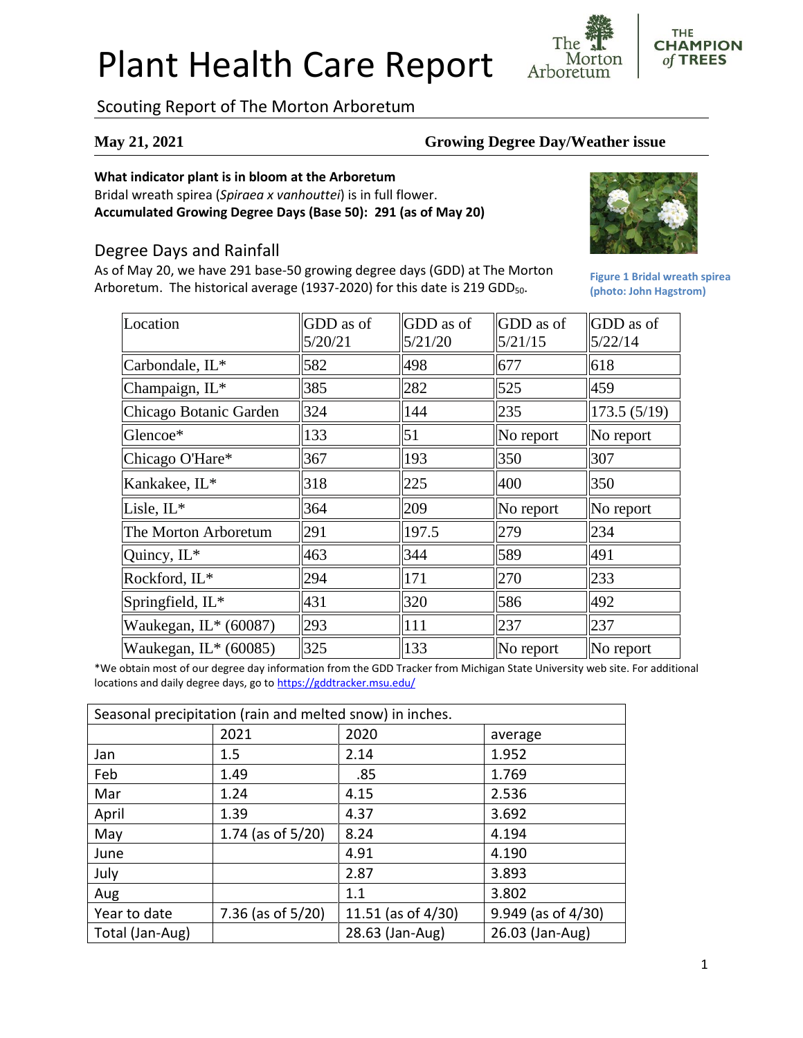# Plant Health Care Report

## Scouting Report of The Morton Arboretum

**May 21, 2021** **Growing Degree Day/Weather issue**

**What indicator plant is in bloom at the Arboretum**

Bridal wreath spirea (*Spiraea x vanhouttei*) is in full flower.

**Accumulated Growing Degree Days (Base 50): 291 (as of May 20)**

Figure 1 Bridal wreath spirea (photo: John Hagstrom)

## Degree Days and Rainfall

As of May 20, we have 291 base-50 growing degree days (GDD) at The Morton Arboretum. The historical average (1937-2020) for this date is 219 $GDD_{50}$.

| Location | GDD as of 5/20/21 | GDD as of 5/21/20 | GDD as of 5/21/15 | GDD as of 5/22/14 |
|---|---|---|---|---|
| Carbondale, IL* | 582 | 498 | 677 | 618 |
| Champaign, IL* | 385 | 282 | 525 | 459 |
| Chicago Botanic Garden | 324 | 144 | 235 | 173.5 (5/19) |
| Glencoe* | 133 | 51 | No report | No report |
| Chicago O'Hare* | 367 | 193 | 350 | 307 |
| Kankakee, IL* | 318 | 225 | 400 | 350 |
| Lisle, IL* | 364 | 209 | No report | No report |
| The Morton Arboretum | 291 | 197.5 | 279 | 234 |
| Quincy, IL* | 463 | 344 | 589 | 491 |
| Rockford, IL* | 294 | 171 | 270 | 233 |
| Springfield, IL* | 431 | 320 | 586 | 492 |
| Waukegan, IL* (60087) | 293 | 111 | 237 | 237 |
| Waukegan, IL* (60085) | 325 | 133 | No report | No report |

*We obtain most of our degree day information from the GDD Tracker from Michigan State University web site. For additional locations and daily degree days, go to https://gddtracker.msu.edu/

| Seasonal precipitation (rain and melted snow) in inches. | | | |
|---|---|---|---|
| | 2021 | 2020 | average |
| Jan | 1.5 | 2.14 | 1.952 |
| Feb | 1.49 | .85 | 1.769 |
| Mar | 1.24 | 4.15 | 2.536 |
| April | 1.39 | 4.37 | 3.692 |
| May | 1.74 (as of 5/20) | 8.24 | 4.194 |
| June | | 4.91 | 4.190 |
| July | | 2.87 | 3.893 |
| Aug | | 1.1 | 3.802 |
| Year to date | 7.36 (as of 5/20) | 11.51 (as of 4/30) | 9.949 (as of 4/30) |
| Total (Jan-Aug) | | 28.63 (Jan-Aug) | 26.03 (Jan-Aug) |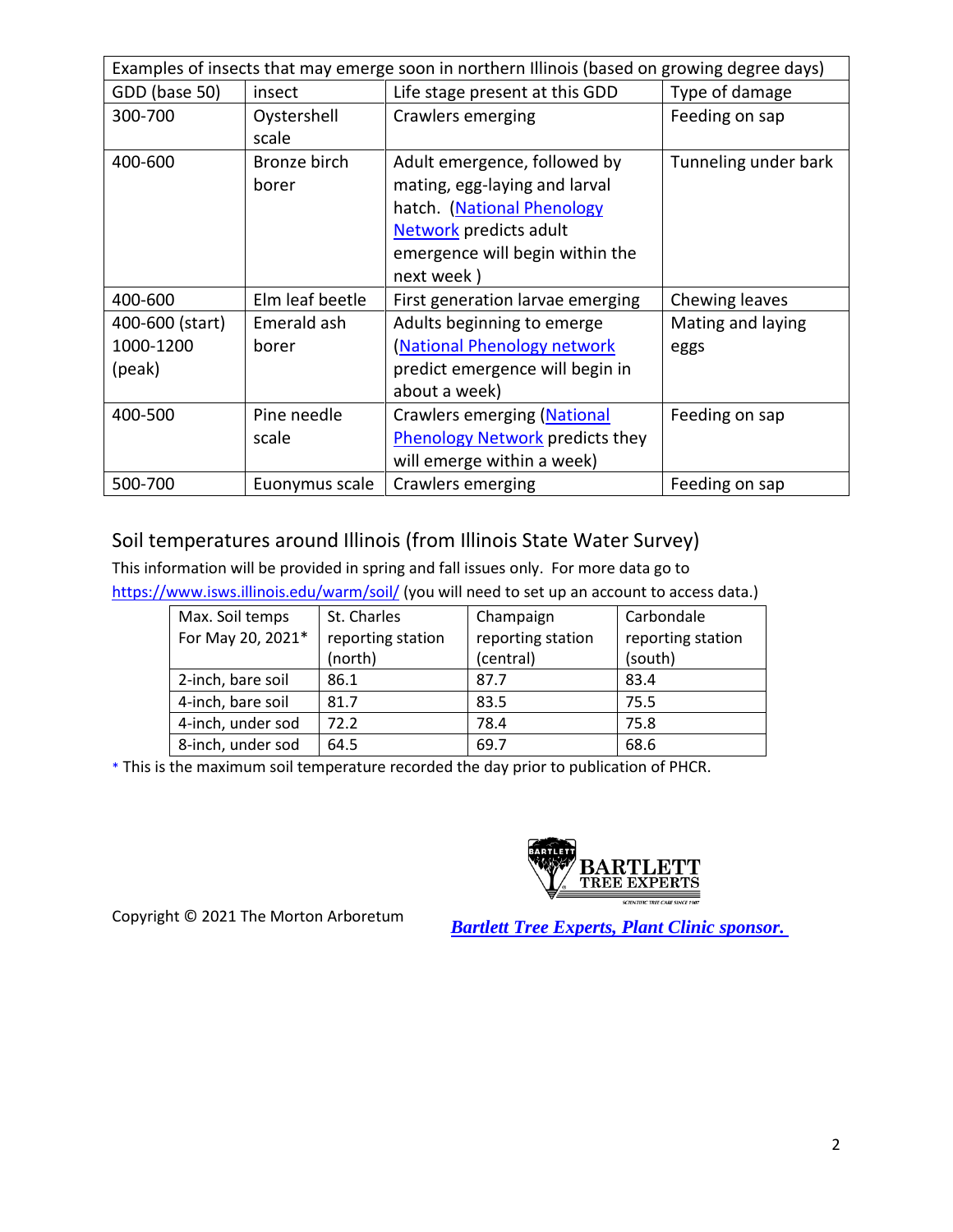| Examples of insects that may emerge soon in northern Illinois (based on growing degree days) | | | |
|---|---|---|---|
| GDD (base 50) | insect | Life stage present at this GDD | Type of damage |
| 300-700 | Oystershell scale | Crawlers emerging | Feeding on sap |
| 400-600 | Bronze birch borer | Adult emergence, followed by mating, egg-laying and larval hatch. (National Phenology Network predicts adult emergence will begin within the next week ) | Tunneling under bark |
| 400-600 | Elm leaf beetle | First generation larvae emerging | Chewing leaves |
| 400-600 (start) 1000-1200 (peak) | Emerald ash borer | Adults beginning to emerge (National Phenology network predict emergence will begin in about a week) | Mating and laying eggs |
| 400-500 | Pine needle scale | Crawlers emerging (National Phenology Network predicts they will emerge within a week) | Feeding on sap |
| 500-700 | Euonymus scale | Crawlers emerging | Feeding on sap |

## Soil temperatures around Illinois (from Illinois State Water Survey)

This information will be provided in spring and fall issues only. For more data go to https://www.isws.illinois.edu/warm/soil/ (you will need to set up an account to access data.)

| Max. Soil temps For May 20, 2021* | St. Charles reporting station (north) | Champaign reporting station (central) | Carbondale reporting station (south) |
|---|---|---|---|
| 2-inch, bare soil | 86.1 | 87.7 | 83.4 |
| 4-inch, bare soil | 81.7 | 83.5 | 75.5 |
| 4-inch, under sod | 72.2 | 78.4 | 75.8 |
| 8-inch, under sod | 64.5 | 69.7 | 68.6 |

* This is the maximum soil temperature recorded the day prior to publication of PHCR.

Copyright © 2021 The Morton Arboretum

BARTLETT TREE EXPERTS

*Bartlett Tree Experts, Plant Clinic sponsor.*